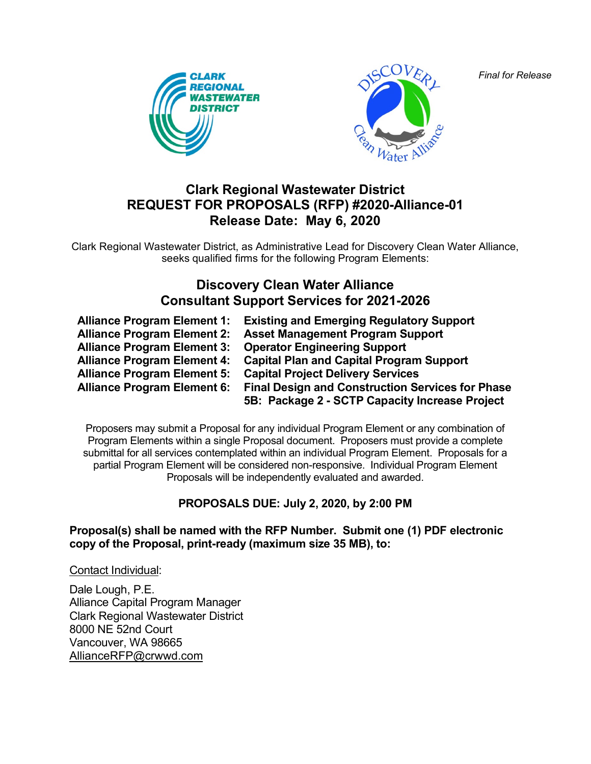*Final for Release*

# Clark Regional Wastewater District
# REQUEST FOR PROPOSALS (RFP) #2020-Alliance-01
# Release Date: May 6, 2020

Clark Regional Wastewater District, as Administrative Lead for Discovery Clean Water Alliance, seeks qualified firms for the following Program Elements:

## Discovery Clean Water Alliance
## Consultant Support Services for 2021-2026

| | |
|---|---|
| **Alliance Program Element 1:** | **Existing and Emerging Regulatory Support** |
| **Alliance Program Element 2:** | **Asset Management Program Support** |
| **Alliance Program Element 3:** | **Operator Engineering Support** |
| **Alliance Program Element 4:** | **Capital Plan and Capital Program Support** |
| **Alliance Program Element 5:** | **Capital Project Delivery Services** |
| **Alliance Program Element 6:** | **Final Design and Construction Services for Phase 5B: Package 2 - SCTP Capacity Increase Project** |

Proposers may submit a Proposal for any individual Program Element or any combination of Program Elements within a single Proposal document. Proposers must provide a complete submittal for all services contemplated within an individual Program Element. Proposals for a partial Program Element will be considered non-responsive. Individual Program Element Proposals will be independently evaluated and awarded.

**PROPOSALS DUE: July 2, 2020, by 2:00 PM**

**Proposal(s) shall be named with the RFP Number. Submit one (1) PDF electronic copy of the Proposal, print-ready (maximum size 35 MB), to:**

Contact Individual:

Dale Lough, P.E.
Alliance Capital Program Manager
Clark Regional Wastewater District
8000 NE 52nd Court
Vancouver, WA 98665
AllianceRFP@crwwd.com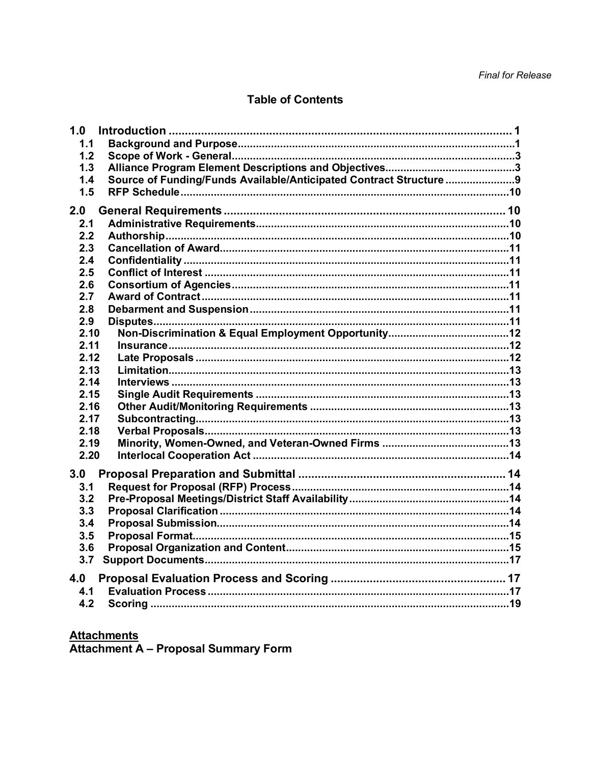# Table of Contents

| | | |
|---|---|---|
| **1.0** | **Introduction** | **1** |
| 1.1 | Background and Purpose | 1 |
| 1.2 | Scope of Work - General | 3 |
| 1.3 | Alliance Program Element Descriptions and Objectives | 3 |
| 1.4 | Source of Funding/Funds Available/Anticipated Contract Structure | 9 |
| 1.5 | RFP Schedule | 10 |
| **2.0** | **General Requirements** | **10** |
| 2.1 | Administrative Requirements | 10 |
| 2.2 | Authorship | 10 |
| 2.3 | Cancellation of Award | 11 |
| 2.4 | Confidentiality | 11 |
| 2.5 | Conflict of Interest | 11 |
| 2.6 | Consortium of Agencies | 11 |
| 2.7 | Award of Contract | 11 |
| 2.8 | Debarment and Suspension | 11 |
| 2.9 | Disputes | 11 |
| 2.10 | Non-Discrimination & Equal Employment Opportunity | 12 |
| 2.11 | Insurance | 12 |
| 2.12 | Late Proposals | 12 |
| 2.13 | Limitation | 13 |
| 2.14 | Interviews | 13 |
| 2.15 | Single Audit Requirements | 13 |
| 2.16 | Other Audit/Monitoring Requirements | 13 |
| 2.17 | Subcontracting | 13 |
| 2.18 | Verbal Proposals | 13 |
| 2.19 | Minority, Women-Owned, and Veteran-Owned Firms | 13 |
| 2.20 | Interlocal Cooperation Act | 14 |
| **3.0** | **Proposal Preparation and Submittal** | **14** |
| 3.1 | Request for Proposal (RFP) Process | 14 |
| 3.2 | Pre-Proposal Meetings/District Staff Availability | 14 |
| 3.3 | Proposal Clarification | 14 |
| 3.4 | Proposal Submission | 14 |
| 3.5 | Proposal Format | 15 |
| 3.6 | Proposal Organization and Content | 15 |
| 3.7 | Support Documents | 17 |
| **4.0** | **Proposal Evaluation Process and Scoring** | **17** |
| 4.1 | Evaluation Process | 17 |
| 4.2 | Scoring | 19 |

**Attachments**

**Attachment A – Proposal Summary Form**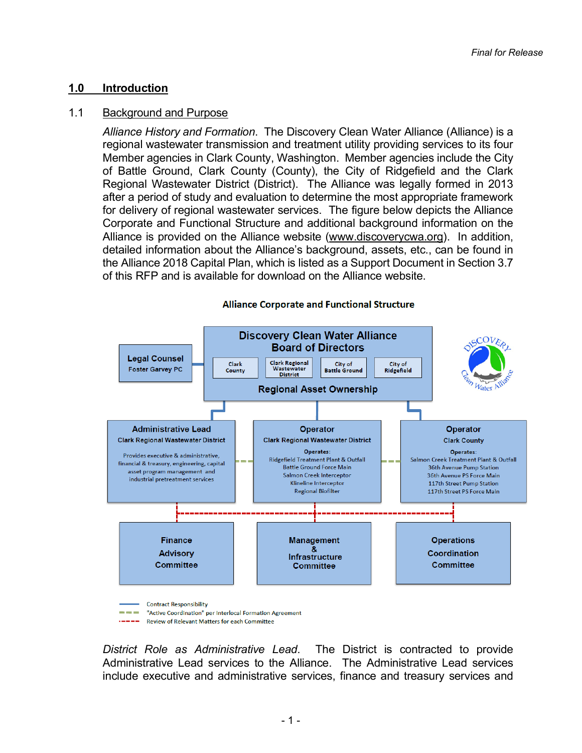## 1.0 Introduction

### 1.1 Background and Purpose

*Alliance History and Formation*. The Discovery Clean Water Alliance (Alliance) is a regional wastewater transmission and treatment utility providing services to its four Member agencies in Clark County, Washington. Member agencies include the City of Battle Ground, Clark County (County), the City of Ridgefield and the Clark Regional Wastewater District (District). The Alliance was legally formed in 2013 after a period of study and evaluation to determine the most appropriate framework for delivery of regional wastewater services. The figure below depicts the Alliance Corporate and Functional Structure and additional background information on the Alliance is provided on the Alliance website (www.discoverycwa.org). In addition, detailed information about the Alliance's background, assets, etc., can be found in the Alliance 2018 Capital Plan, which is listed as a Support Document in Section 3.7 of this RFP and is available for download on the Alliance website.

**Alliance Corporate and Functional Structure**

**Discovery Clean Water Alliance Board of Directors**
Clark County | Clark Regional Wastewater District | City of Battle Ground | City of Ridgefield
**Regional Asset Ownership**

**Legal Counsel**
Foster Garvey PC

**Administrative Lead**
Clark Regional Wastewater District
Provides executive & administrative, financial & treasury, engineering, capital asset program management and industrial pretreatment services

**Operator**
Clark Regional Wastewater District
Operates:
Ridgefield Treatment Plant & Outfall
Battle Ground Force Main
Salmon Creek Interceptor
Klineline Interceptor
Regional Biofilter

**Operator**
Clark County
Operates:
Salmon Creek Treatment Plant & Outfall
36th Avenue Pump Station
36th Avenue PS Force Main
117th Street Pump Station
117th Street PS Force Main

**Finance Advisory Committee**

**Management & Infrastructure Committee**

**Operations Coordination Committee**

Contract Responsibility
"Active Coordination" per Interlocal Formation Agreement
Review of Relevant Matters for each Committee

*District Role as Administrative Lead*. The District is contracted to provide Administrative Lead services to the Alliance. The Administrative Lead services include executive and administrative services, finance and treasury services and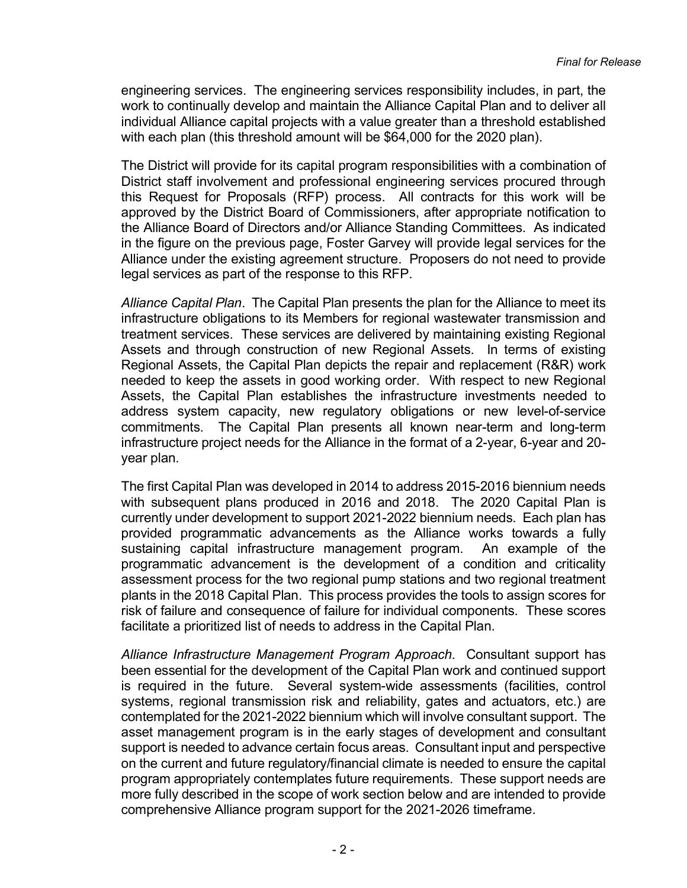engineering services. The engineering services responsibility includes, in part, the work to continually develop and maintain the Alliance Capital Plan and to deliver all individual Alliance capital projects with a value greater than a threshold established with each plan (this threshold amount will be $64,000 for the 2020 plan).

The District will provide for its capital program responsibilities with a combination of District staff involvement and professional engineering services procured through this Request for Proposals (RFP) process. All contracts for this work will be approved by the District Board of Commissioners, after appropriate notification to the Alliance Board of Directors and/or Alliance Standing Committees. As indicated in the figure on the previous page, Foster Garvey will provide legal services for the Alliance under the existing agreement structure. Proposers do not need to provide legal services as part of the response to this RFP.

*Alliance Capital Plan*. The Capital Plan presents the plan for the Alliance to meet its infrastructure obligations to its Members for regional wastewater transmission and treatment services. These services are delivered by maintaining existing Regional Assets and through construction of new Regional Assets. In terms of existing Regional Assets, the Capital Plan depicts the repair and replacement (R&R) work needed to keep the assets in good working order. With respect to new Regional Assets, the Capital Plan establishes the infrastructure investments needed to address system capacity, new regulatory obligations or new level-of-service commitments. The Capital Plan presents all known near-term and long-term infrastructure project needs for the Alliance in the format of a 2-year, 6-year and 20-year plan.

The first Capital Plan was developed in 2014 to address 2015-2016 biennium needs with subsequent plans produced in 2016 and 2018. The 2020 Capital Plan is currently under development to support 2021-2022 biennium needs. Each plan has provided programmatic advancements as the Alliance works towards a fully sustaining capital infrastructure management program. An example of the programmatic advancement is the development of a condition and criticality assessment process for the two regional pump stations and two regional treatment plants in the 2018 Capital Plan. This process provides the tools to assign scores for risk of failure and consequence of failure for individual components. These scores facilitate a prioritized list of needs to address in the Capital Plan.

*Alliance Infrastructure Management Program Approach*. Consultant support has been essential for the development of the Capital Plan work and continued support is required in the future. Several system-wide assessments (facilities, control systems, regional transmission risk and reliability, gates and actuators, etc.) are contemplated for the 2021-2022 biennium which will involve consultant support. The asset management program is in the early stages of development and consultant support is needed to advance certain focus areas. Consultant input and perspective on the current and future regulatory/financial climate is needed to ensure the capital program appropriately contemplates future requirements. These support needs are more fully described in the scope of work section below and are intended to provide comprehensive Alliance program support for the 2021-2026 timeframe.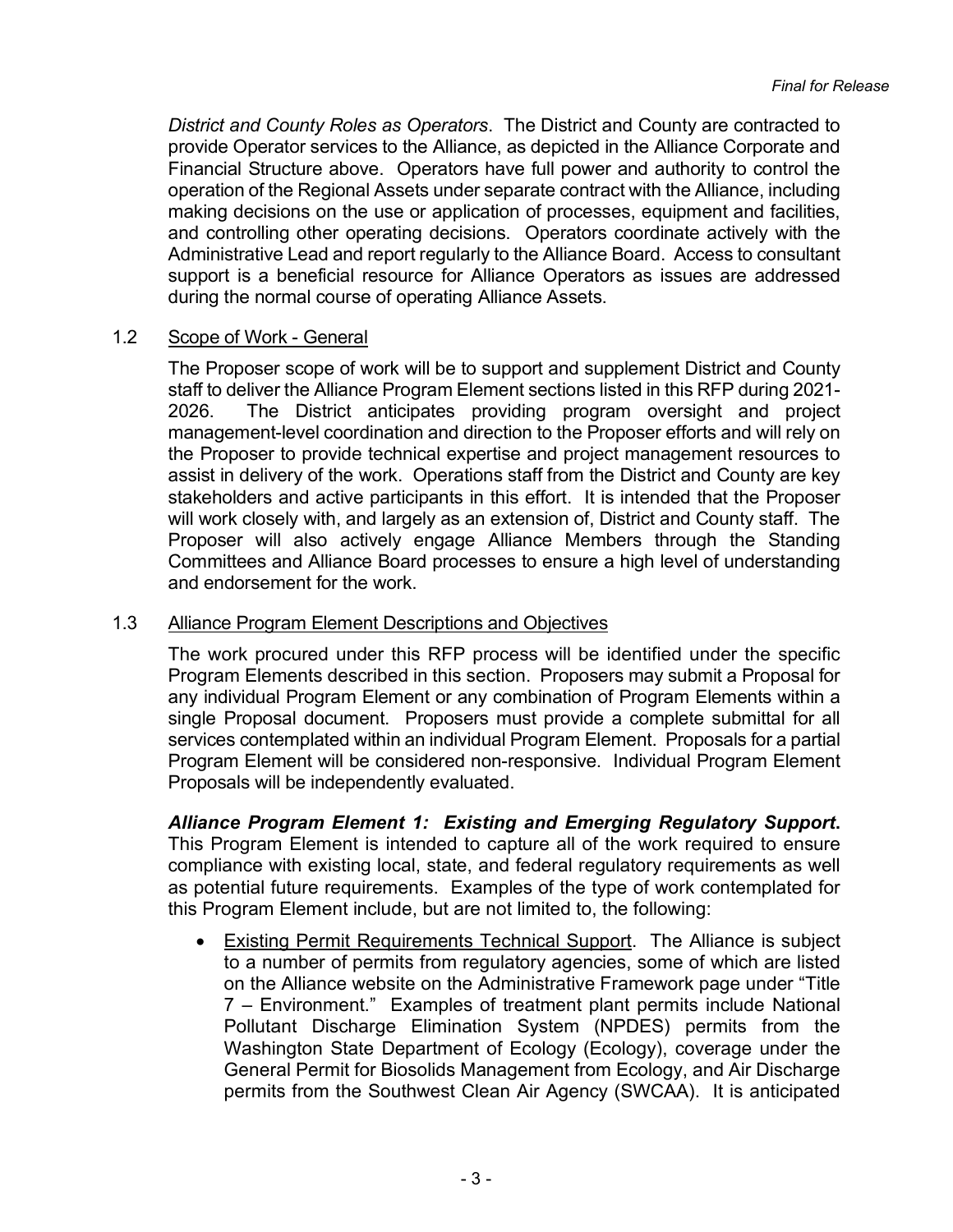*District and County Roles as Operators*. The District and County are contracted to provide Operator services to the Alliance, as depicted in the Alliance Corporate and Financial Structure above. Operators have full power and authority to control the operation of the Regional Assets under separate contract with the Alliance, including making decisions on the use or application of processes, equipment and facilities, and controlling other operating decisions. Operators coordinate actively with the Administrative Lead and report regularly to the Alliance Board. Access to consultant support is a beneficial resource for Alliance Operators as issues are addressed during the normal course of operating Alliance Assets.

### 1.2 Scope of Work - General

The Proposer scope of work will be to support and supplement District and County staff to deliver the Alliance Program Element sections listed in this RFP during 2021-2026. The District anticipates providing program oversight and project management-level coordination and direction to the Proposer efforts and will rely on the Proposer to provide technical expertise and project management resources to assist in delivery of the work. Operations staff from the District and County are key stakeholders and active participants in this effort. It is intended that the Proposer will work closely with, and largely as an extension of, District and County staff. The Proposer will also actively engage Alliance Members through the Standing Committees and Alliance Board processes to ensure a high level of understanding and endorsement for the work.

### 1.3 Alliance Program Element Descriptions and Objectives

The work procured under this RFP process will be identified under the specific Program Elements described in this section. Proposers may submit a Proposal for any individual Program Element or any combination of Program Elements within a single Proposal document. Proposers must provide a complete submittal for all services contemplated within an individual Program Element. Proposals for a partial Program Element will be considered non-responsive. Individual Program Element Proposals will be independently evaluated.

***Alliance Program Element 1: Existing and Emerging Regulatory Support.*** This Program Element is intended to capture all of the work required to ensure compliance with existing local, state, and federal regulatory requirements as well as potential future requirements. Examples of the type of work contemplated for this Program Element include, but are not limited to, the following:

- Existing Permit Requirements Technical Support. The Alliance is subject to a number of permits from regulatory agencies, some of which are listed on the Alliance website on the Administrative Framework page under "Title 7 – Environment." Examples of treatment plant permits include National Pollutant Discharge Elimination System (NPDES) permits from the Washington State Department of Ecology (Ecology), coverage under the General Permit for Biosolids Management from Ecology, and Air Discharge permits from the Southwest Clean Air Agency (SWCAA). It is anticipated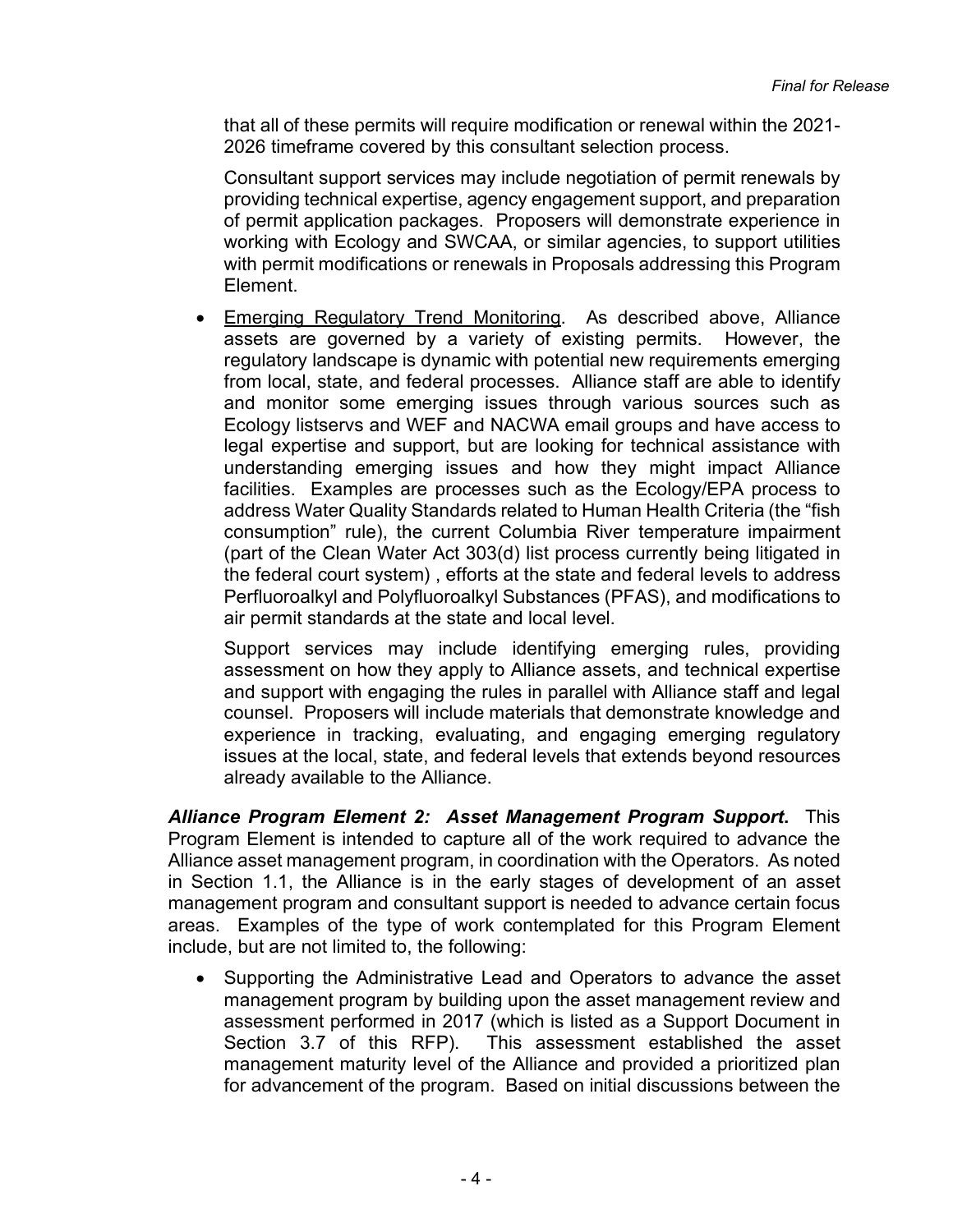that all of these permits will require modification or renewal within the 2021-2026 timeframe covered by this consultant selection process.

Consultant support services may include negotiation of permit renewals by providing technical expertise, agency engagement support, and preparation of permit application packages. Proposers will demonstrate experience in working with Ecology and SWCAA, or similar agencies, to support utilities with permit modifications or renewals in Proposals addressing this Program Element.

- Emerging Regulatory Trend Monitoring. As described above, Alliance assets are governed by a variety of existing permits. However, the regulatory landscape is dynamic with potential new requirements emerging from local, state, and federal processes. Alliance staff are able to identify and monitor some emerging issues through various sources such as Ecology listservs and WEF and NACWA email groups and have access to legal expertise and support, but are looking for technical assistance with understanding emerging issues and how they might impact Alliance facilities. Examples are processes such as the Ecology/EPA process to address Water Quality Standards related to Human Health Criteria (the "fish consumption" rule), the current Columbia River temperature impairment (part of the Clean Water Act 303(d) list process currently being litigated in the federal court system) , efforts at the state and federal levels to address Perfluoroalkyl and Polyfluoroalkyl Substances (PFAS), and modifications to air permit standards at the state and local level.

  Support services may include identifying emerging rules, providing assessment on how they apply to Alliance assets, and technical expertise and support with engaging the rules in parallel with Alliance staff and legal counsel. Proposers will include materials that demonstrate knowledge and experience in tracking, evaluating, and engaging emerging regulatory issues at the local, state, and federal levels that extends beyond resources already available to the Alliance.

***Alliance Program Element 2: Asset Management Program Support*.** This Program Element is intended to capture all of the work required to advance the Alliance asset management program, in coordination with the Operators. As noted in Section 1.1, the Alliance is in the early stages of development of an asset management program and consultant support is needed to advance certain focus areas. Examples of the type of work contemplated for this Program Element include, but are not limited to, the following:

- Supporting the Administrative Lead and Operators to advance the asset management program by building upon the asset management review and assessment performed in 2017 (which is listed as a Support Document in Section 3.7 of this RFP). This assessment established the asset management maturity level of the Alliance and provided a prioritized plan for advancement of the program. Based on initial discussions between the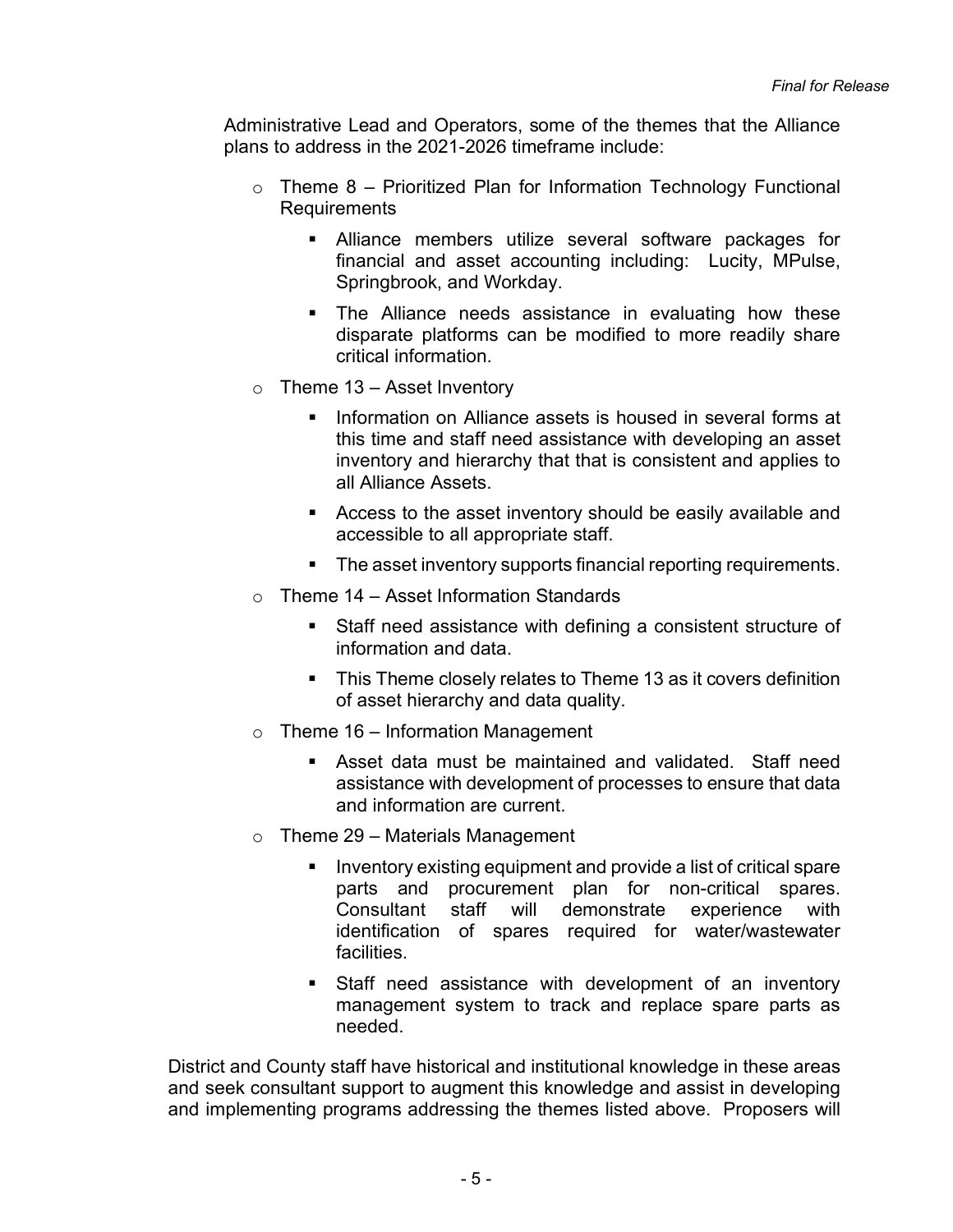Administrative Lead and Operators, some of the themes that the Alliance plans to address in the 2021-2026 timeframe include:

- Theme 8 – Prioritized Plan for Information Technology Functional Requirements
  - Alliance members utilize several software packages for financial and asset accounting including: Lucity, MPulse, Springbrook, and Workday.
  - The Alliance needs assistance in evaluating how these disparate platforms can be modified to more readily share critical information.
- Theme 13 – Asset Inventory
  - Information on Alliance assets is housed in several forms at this time and staff need assistance with developing an asset inventory and hierarchy that that is consistent and applies to all Alliance Assets.
  - Access to the asset inventory should be easily available and accessible to all appropriate staff.
  - The asset inventory supports financial reporting requirements.
- Theme 14 – Asset Information Standards
  - Staff need assistance with defining a consistent structure of information and data.
  - This Theme closely relates to Theme 13 as it covers definition of asset hierarchy and data quality.
- Theme 16 – Information Management
  - Asset data must be maintained and validated. Staff need assistance with development of processes to ensure that data and information are current.
- Theme 29 – Materials Management
  - Inventory existing equipment and provide a list of critical spare parts and procurement plan for non-critical spares. Consultant staff will demonstrate experience with identification of spares required for water/wastewater facilities.
  - Staff need assistance with development of an inventory management system to track and replace spare parts as needed.

District and County staff have historical and institutional knowledge in these areas and seek consultant support to augment this knowledge and assist in developing and implementing programs addressing the themes listed above. Proposers will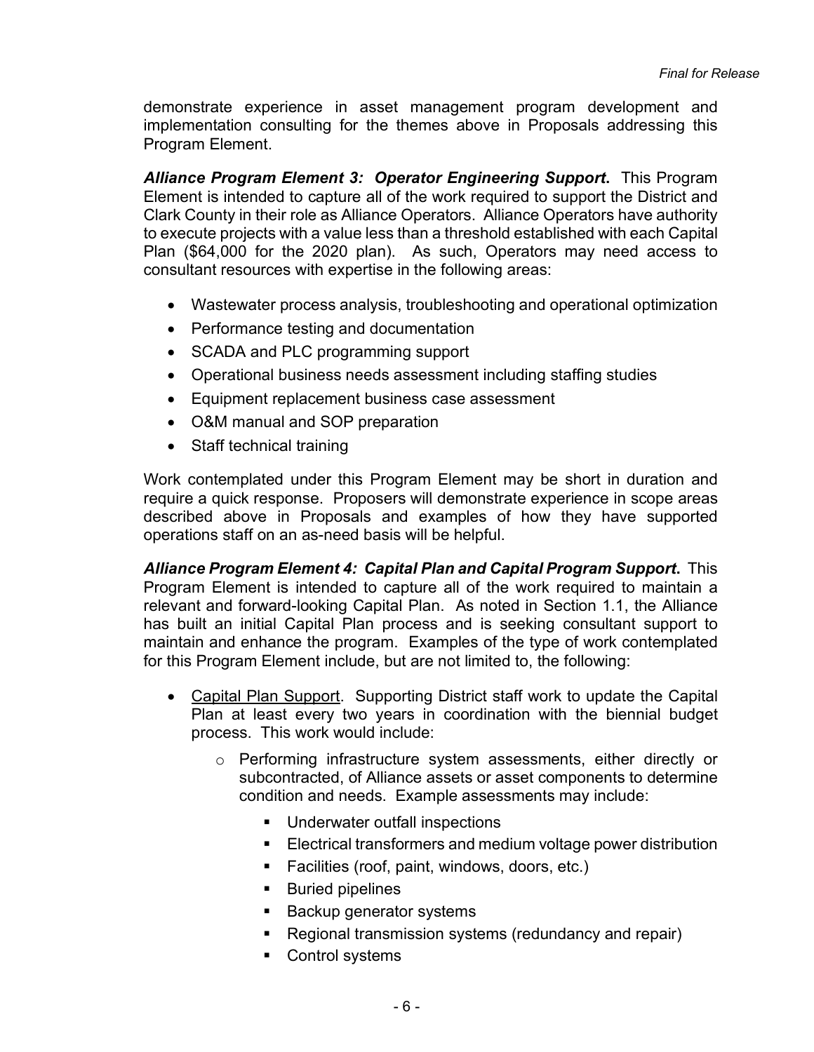demonstrate experience in asset management program development and implementation consulting for the themes above in Proposals addressing this Program Element.

***Alliance Program Element 3: Operator Engineering Support*.** This Program Element is intended to capture all of the work required to support the District and Clark County in their role as Alliance Operators. Alliance Operators have authority to execute projects with a value less than a threshold established with each Capital Plan ($64,000 for the 2020 plan). As such, Operators may need access to consultant resources with expertise in the following areas:

- Wastewater process analysis, troubleshooting and operational optimization
- Performance testing and documentation
- SCADA and PLC programming support
- Operational business needs assessment including staffing studies
- Equipment replacement business case assessment
- O&M manual and SOP preparation
- Staff technical training

Work contemplated under this Program Element may be short in duration and require a quick response. Proposers will demonstrate experience in scope areas described above in Proposals and examples of how they have supported operations staff on an as-need basis will be helpful.

***Alliance Program Element 4: Capital Plan and Capital Program Support*.** This Program Element is intended to capture all of the work required to maintain a relevant and forward-looking Capital Plan. As noted in Section 1.1, the Alliance has built an initial Capital Plan process and is seeking consultant support to maintain and enhance the program. Examples of the type of work contemplated for this Program Element include, but are not limited to, the following:

- <u>Capital Plan Support</u>. Supporting District staff work to update the Capital Plan at least every two years in coordination with the biennial budget process. This work would include:
  - Performing infrastructure system assessments, either directly or subcontracted, of Alliance assets or asset components to determine condition and needs. Example assessments may include:
    - Underwater outfall inspections
    - Electrical transformers and medium voltage power distribution
    - Facilities (roof, paint, windows, doors, etc.)
    - Buried pipelines
    - Backup generator systems
    - Regional transmission systems (redundancy and repair)
    - Control systems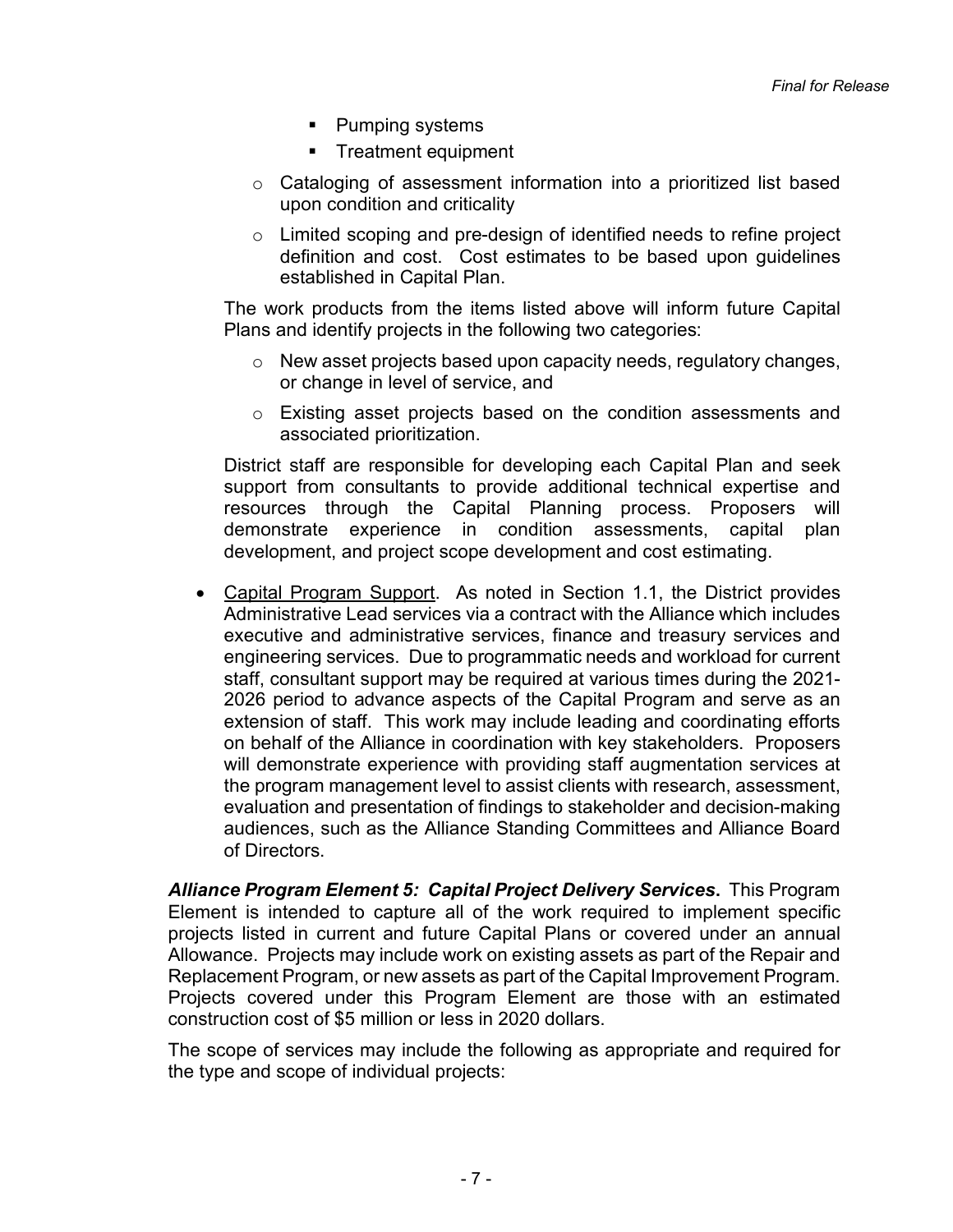- Pumping systems
        - Treatment equipment
    - Cataloging of assessment information into a prioritized list based upon condition and criticality
    - Limited scoping and pre-design of identified needs to refine project definition and cost. Cost estimates to be based upon guidelines established in Capital Plan.

  The work products from the items listed above will inform future Capital Plans and identify projects in the following two categories:

    - New asset projects based upon capacity needs, regulatory changes, or change in level of service, and
    - Existing asset projects based on the condition assessments and associated prioritization.

  District staff are responsible for developing each Capital Plan and seek support from consultants to provide additional technical expertise and resources through the Capital Planning process. Proposers will demonstrate experience in condition assessments, capital plan development, and project scope development and cost estimating.

- Capital Program Support. As noted in Section 1.1, the District provides Administrative Lead services via a contract with the Alliance which includes executive and administrative services, finance and treasury services and engineering services. Due to programmatic needs and workload for current staff, consultant support may be required at various times during the 2021-2026 period to advance aspects of the Capital Program and serve as an extension of staff. This work may include leading and coordinating efforts on behalf of the Alliance in coordination with key stakeholders. Proposers will demonstrate experience with providing staff augmentation services at the program management level to assist clients with research, assessment, evaluation and presentation of findings to stakeholder and decision-making audiences, such as the Alliance Standing Committees and Alliance Board of Directors.

***Alliance Program Element 5: Capital Project Delivery Services*.** This Program Element is intended to capture all of the work required to implement specific projects listed in current and future Capital Plans or covered under an annual Allowance. Projects may include work on existing assets as part of the Repair and Replacement Program, or new assets as part of the Capital Improvement Program. Projects covered under this Program Element are those with an estimated construction cost of $5 million or less in 2020 dollars.

The scope of services may include the following as appropriate and required for the type and scope of individual projects: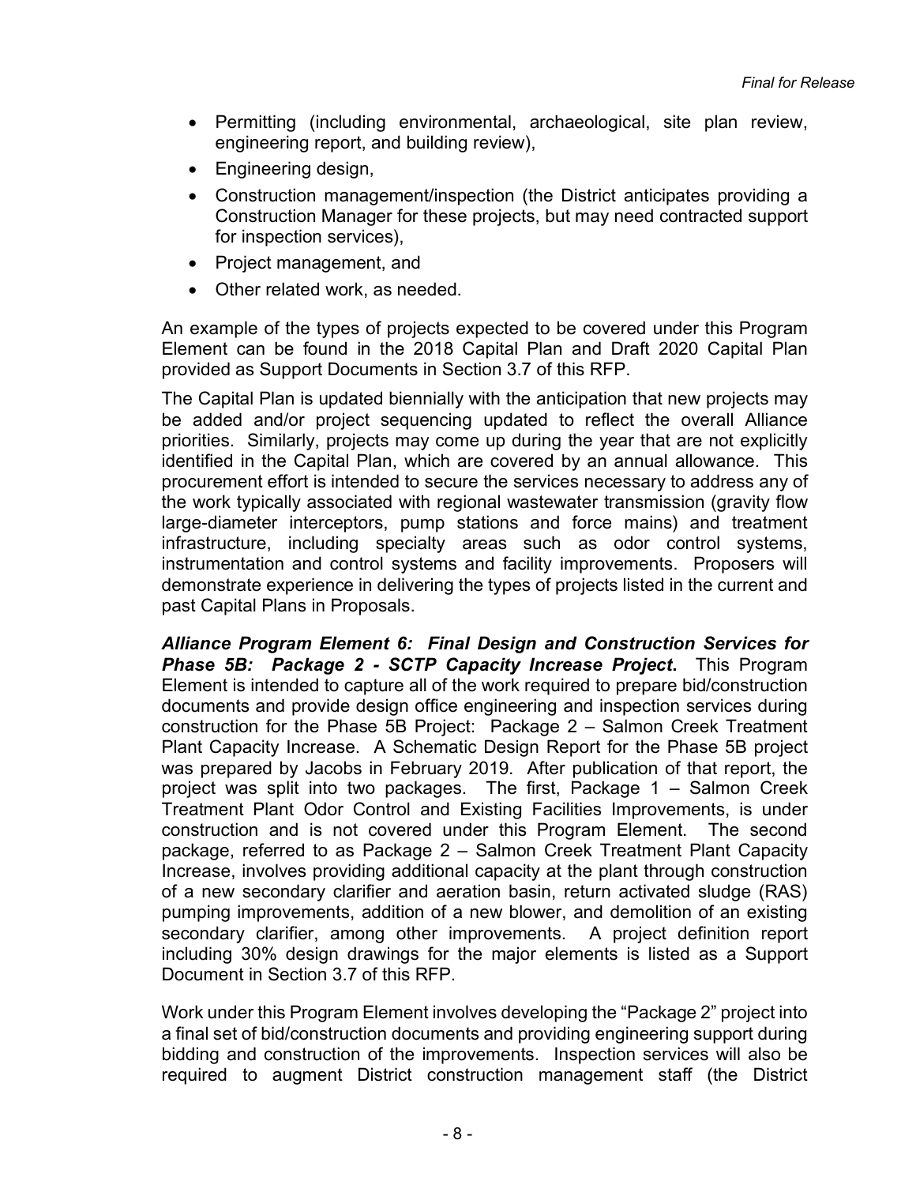- Permitting (including environmental, archaeological, site plan review, engineering report, and building review),
- Engineering design,
- Construction management/inspection (the District anticipates providing a Construction Manager for these projects, but may need contracted support for inspection services),
- Project management, and
- Other related work, as needed.

An example of the types of projects expected to be covered under this Program Element can be found in the 2018 Capital Plan and Draft 2020 Capital Plan provided as Support Documents in Section 3.7 of this RFP.

The Capital Plan is updated biennially with the anticipation that new projects may be added and/or project sequencing updated to reflect the overall Alliance priorities. Similarly, projects may come up during the year that are not explicitly identified in the Capital Plan, which are covered by an annual allowance. This procurement effort is intended to secure the services necessary to address any of the work typically associated with regional wastewater transmission (gravity flow large-diameter interceptors, pump stations and force mains) and treatment infrastructure, including specialty areas such as odor control systems, instrumentation and control systems and facility improvements. Proposers will demonstrate experience in delivering the types of projects listed in the current and past Capital Plans in Proposals.

***Alliance Program Element 6: Final Design and Construction Services for Phase 5B: Package 2 - SCTP Capacity Increase Project.*** This Program Element is intended to capture all of the work required to prepare bid/construction documents and provide design office engineering and inspection services during construction for the Phase 5B Project: Package 2 – Salmon Creek Treatment Plant Capacity Increase. A Schematic Design Report for the Phase 5B project was prepared by Jacobs in February 2019. After publication of that report, the project was split into two packages. The first, Package 1 – Salmon Creek Treatment Plant Odor Control and Existing Facilities Improvements, is under construction and is not covered under this Program Element. The second package, referred to as Package 2 – Salmon Creek Treatment Plant Capacity Increase, involves providing additional capacity at the plant through construction of a new secondary clarifier and aeration basin, return activated sludge (RAS) pumping improvements, addition of a new blower, and demolition of an existing secondary clarifier, among other improvements. A project definition report including 30% design drawings for the major elements is listed as a Support Document in Section 3.7 of this RFP.

Work under this Program Element involves developing the "Package 2" project into a final set of bid/construction documents and providing engineering support during bidding and construction of the improvements. Inspection services will also be required to augment District construction management staff (the District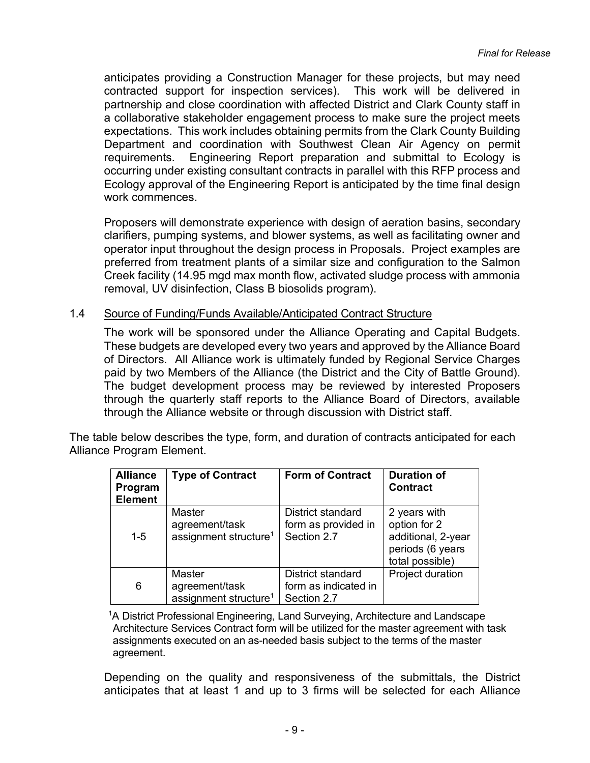anticipates providing a Construction Manager for these projects, but may need contracted support for inspection services). This work will be delivered in partnership and close coordination with affected District and Clark County staff in a collaborative stakeholder engagement process to make sure the project meets expectations. This work includes obtaining permits from the Clark County Building Department and coordination with Southwest Clean Air Agency on permit requirements. Engineering Report preparation and submittal to Ecology is occurring under existing consultant contracts in parallel with this RFP process and Ecology approval of the Engineering Report is anticipated by the time final design work commences.

Proposers will demonstrate experience with design of aeration basins, secondary clarifiers, pumping systems, and blower systems, as well as facilitating owner and operator input throughout the design process in Proposals. Project examples are preferred from treatment plants of a similar size and configuration to the Salmon Creek facility (14.95 mgd max month flow, activated sludge process with ammonia removal, UV disinfection, Class B biosolids program).

1.4 Source of Funding/Funds Available/Anticipated Contract Structure

The work will be sponsored under the Alliance Operating and Capital Budgets. These budgets are developed every two years and approved by the Alliance Board of Directors. All Alliance work is ultimately funded by Regional Service Charges paid by two Members of the Alliance (the District and the City of Battle Ground). The budget development process may be reviewed by interested Proposers through the quarterly staff reports to the Alliance Board of Directors, available through the Alliance website or through discussion with District staff.

The table below describes the type, form, and duration of contracts anticipated for each Alliance Program Element.

| Alliance Program Element | Type of Contract | Form of Contract | Duration of Contract |
|---|---|---|---|
| 1-5 | Master agreement/task assignment structure[1] | District standard form as provided in Section 2.7 | 2 years with option for 2 additional, 2-year periods (6 years total possible) |
| 6 | Master agreement/task assignment structure[1] | District standard form as indicated in Section 2.7 | Project duration |

[1]A District Professional Engineering, Land Surveying, Architecture and Landscape Architecture Services Contract form will be utilized for the master agreement with task assignments executed on an as-needed basis subject to the terms of the master agreement.

Depending on the quality and responsiveness of the submittals, the District anticipates that at least 1 and up to 3 firms will be selected for each Alliance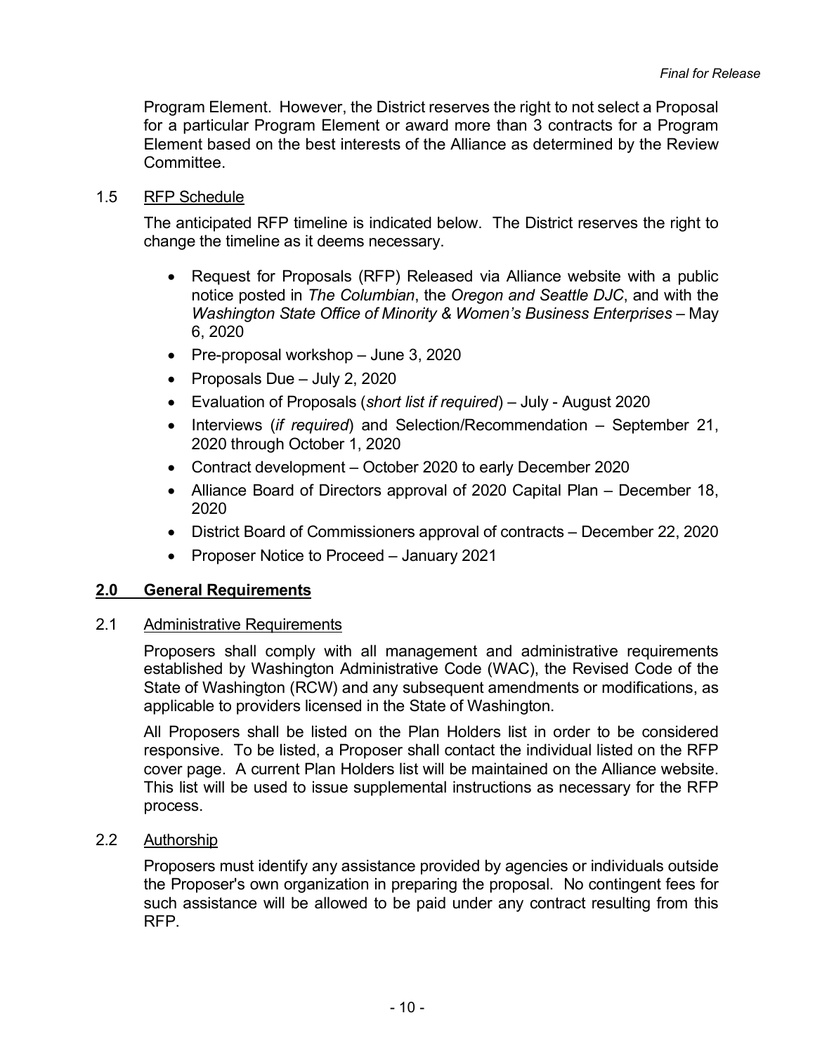Program Element. However, the District reserves the right to not select a Proposal for a particular Program Element or award more than 3 contracts for a Program Element based on the best interests of the Alliance as determined by the Review Committee.

### 1.5 RFP Schedule

The anticipated RFP timeline is indicated below. The District reserves the right to change the timeline as it deems necessary.

- Request for Proposals (RFP) Released via Alliance website with a public notice posted in *The Columbian*, the *Oregon and Seattle DJC*, and with the *Washington State Office of Minority & Women's Business Enterprises* – May 6, 2020
- Pre-proposal workshop – June 3, 2020
- Proposals Due – July 2, 2020
- Evaluation of Proposals (*short list if required*) – July - August 2020
- Interviews (*if required*) and Selection/Recommendation – September 21, 2020 through October 1, 2020
- Contract development – October 2020 to early December 2020
- Alliance Board of Directors approval of 2020 Capital Plan – December 18, 2020
- District Board of Commissioners approval of contracts – December 22, 2020
- Proposer Notice to Proceed – January 2021

## 2.0 General Requirements

### 2.1 Administrative Requirements

Proposers shall comply with all management and administrative requirements established by Washington Administrative Code (WAC), the Revised Code of the State of Washington (RCW) and any subsequent amendments or modifications, as applicable to providers licensed in the State of Washington.

All Proposers shall be listed on the Plan Holders list in order to be considered responsive. To be listed, a Proposer shall contact the individual listed on the RFP cover page. A current Plan Holders list will be maintained on the Alliance website. This list will be used to issue supplemental instructions as necessary for the RFP process.

### 2.2 Authorship

Proposers must identify any assistance provided by agencies or individuals outside the Proposer's own organization in preparing the proposal. No contingent fees for such assistance will be allowed to be paid under any contract resulting from this RFP.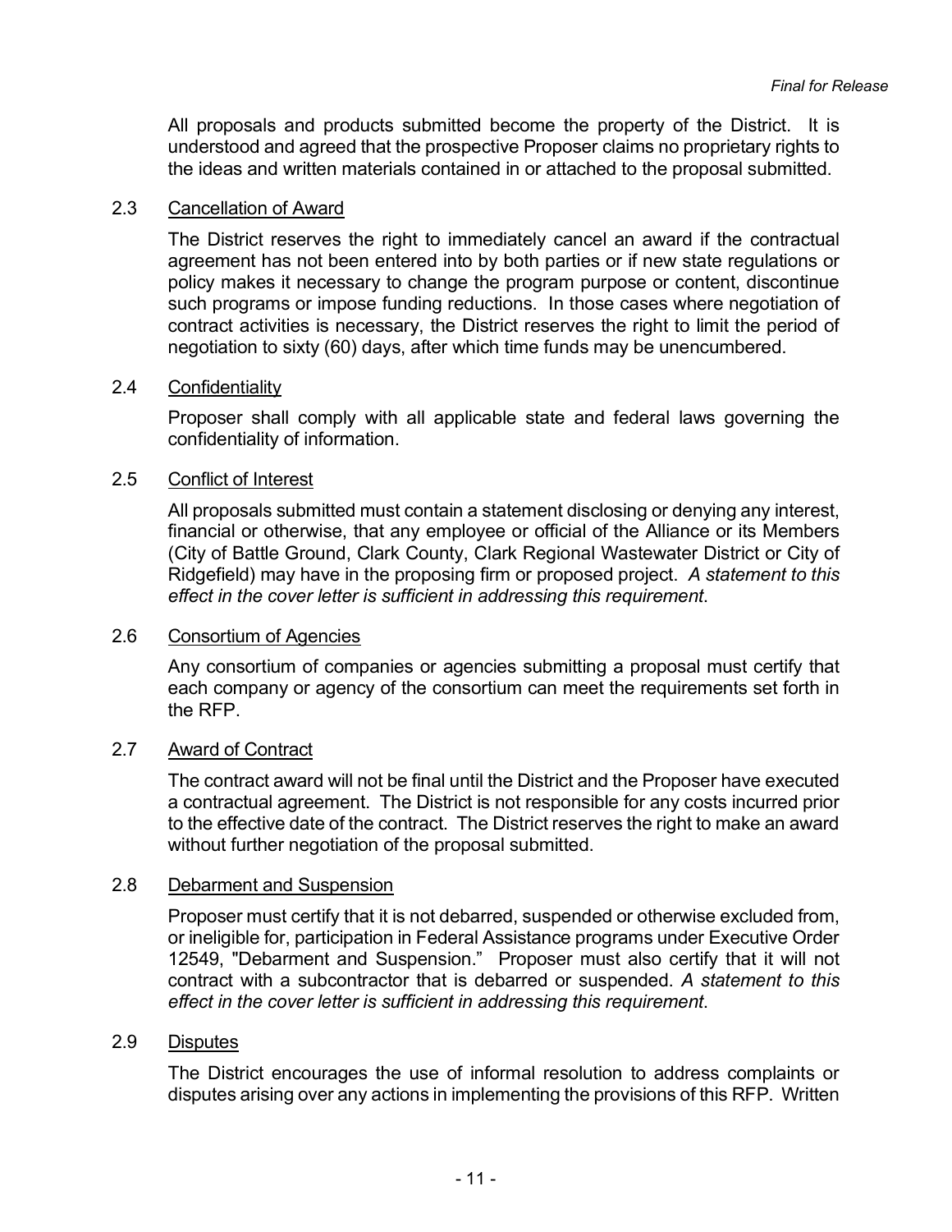All proposals and products submitted become the property of the District. It is understood and agreed that the prospective Proposer claims no proprietary rights to the ideas and written materials contained in or attached to the proposal submitted.

### 2.3 Cancellation of Award

The District reserves the right to immediately cancel an award if the contractual agreement has not been entered into by both parties or if new state regulations or policy makes it necessary to change the program purpose or content, discontinue such programs or impose funding reductions. In those cases where negotiation of contract activities is necessary, the District reserves the right to limit the period of negotiation to sixty (60) days, after which time funds may be unencumbered.

### 2.4 Confidentiality

Proposer shall comply with all applicable state and federal laws governing the confidentiality of information.

### 2.5 Conflict of Interest

All proposals submitted must contain a statement disclosing or denying any interest, financial or otherwise, that any employee or official of the Alliance or its Members (City of Battle Ground, Clark County, Clark Regional Wastewater District or City of Ridgefield) may have in the proposing firm or proposed project. *A statement to this effect in the cover letter is sufficient in addressing this requirement*.

### 2.6 Consortium of Agencies

Any consortium of companies or agencies submitting a proposal must certify that each company or agency of the consortium can meet the requirements set forth in the RFP.

### 2.7 Award of Contract

The contract award will not be final until the District and the Proposer have executed a contractual agreement. The District is not responsible for any costs incurred prior to the effective date of the contract. The District reserves the right to make an award without further negotiation of the proposal submitted.

### 2.8 Debarment and Suspension

Proposer must certify that it is not debarred, suspended or otherwise excluded from, or ineligible for, participation in Federal Assistance programs under Executive Order 12549, "Debarment and Suspension." Proposer must also certify that it will not contract with a subcontractor that is debarred or suspended. *A statement to this effect in the cover letter is sufficient in addressing this requirement*.

### 2.9 Disputes

The District encourages the use of informal resolution to address complaints or disputes arising over any actions in implementing the provisions of this RFP. Written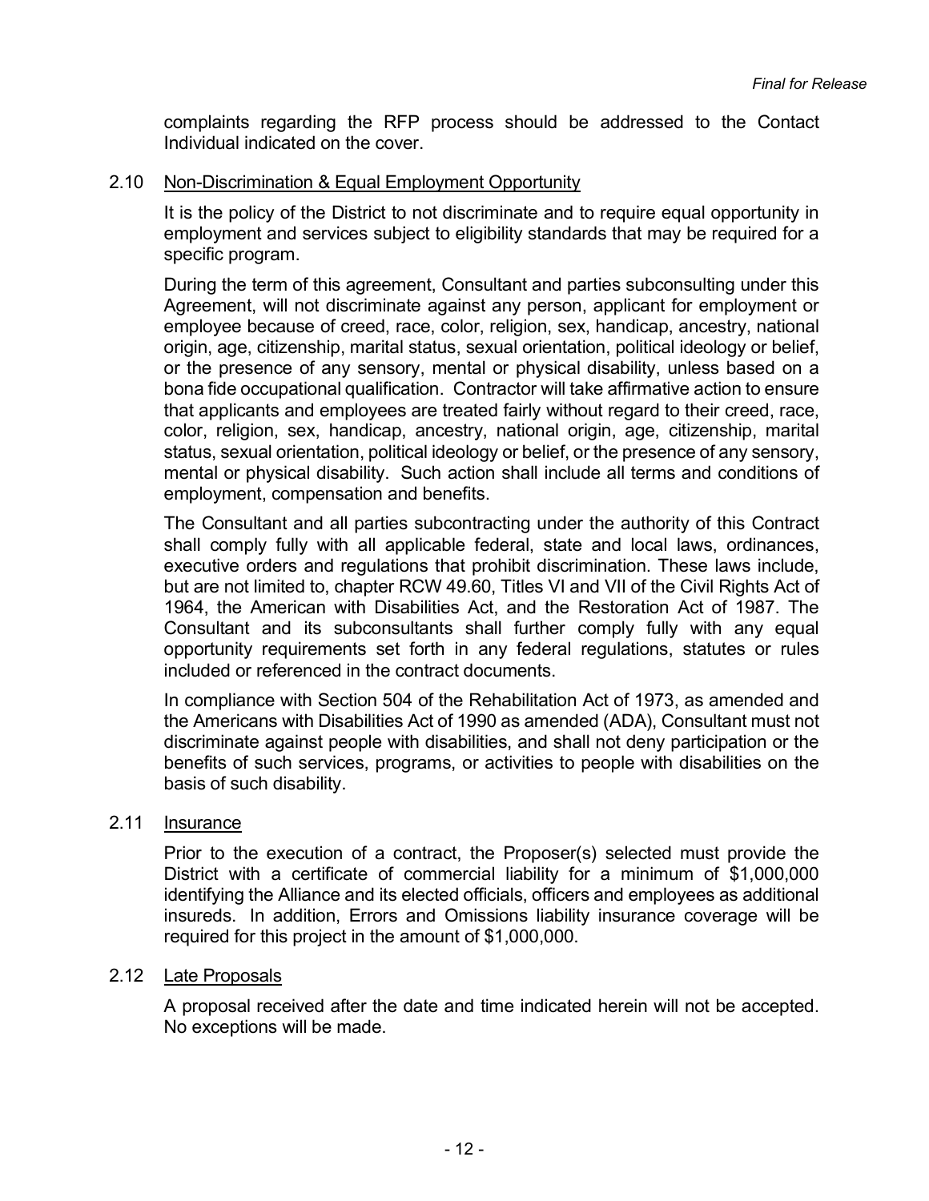complaints regarding the RFP process should be addressed to the Contact Individual indicated on the cover.

### 2.10 Non-Discrimination & Equal Employment Opportunity

It is the policy of the District to not discriminate and to require equal opportunity in employment and services subject to eligibility standards that may be required for a specific program.

During the term of this agreement, Consultant and parties subconsulting under this Agreement, will not discriminate against any person, applicant for employment or employee because of creed, race, color, religion, sex, handicap, ancestry, national origin, age, citizenship, marital status, sexual orientation, political ideology or belief, or the presence of any sensory, mental or physical disability, unless based on a bona fide occupational qualification. Contractor will take affirmative action to ensure that applicants and employees are treated fairly without regard to their creed, race, color, religion, sex, handicap, ancestry, national origin, age, citizenship, marital status, sexual orientation, political ideology or belief, or the presence of any sensory, mental or physical disability. Such action shall include all terms and conditions of employment, compensation and benefits.

The Consultant and all parties subcontracting under the authority of this Contract shall comply fully with all applicable federal, state and local laws, ordinances, executive orders and regulations that prohibit discrimination. These laws include, but are not limited to, chapter RCW 49.60, Titles VI and VII of the Civil Rights Act of 1964, the American with Disabilities Act, and the Restoration Act of 1987. The Consultant and its subconsultants shall further comply fully with any equal opportunity requirements set forth in any federal regulations, statutes or rules included or referenced in the contract documents.

In compliance with Section 504 of the Rehabilitation Act of 1973, as amended and the Americans with Disabilities Act of 1990 as amended (ADA), Consultant must not discriminate against people with disabilities, and shall not deny participation or the benefits of such services, programs, or activities to people with disabilities on the basis of such disability.

### 2.11 Insurance

Prior to the execution of a contract, the Proposer(s) selected must provide the District with a certificate of commercial liability for a minimum of $1,000,000 identifying the Alliance and its elected officials, officers and employees as additional insureds. In addition, Errors and Omissions liability insurance coverage will be required for this project in the amount of $1,000,000.

### 2.12 Late Proposals

A proposal received after the date and time indicated herein will not be accepted. No exceptions will be made.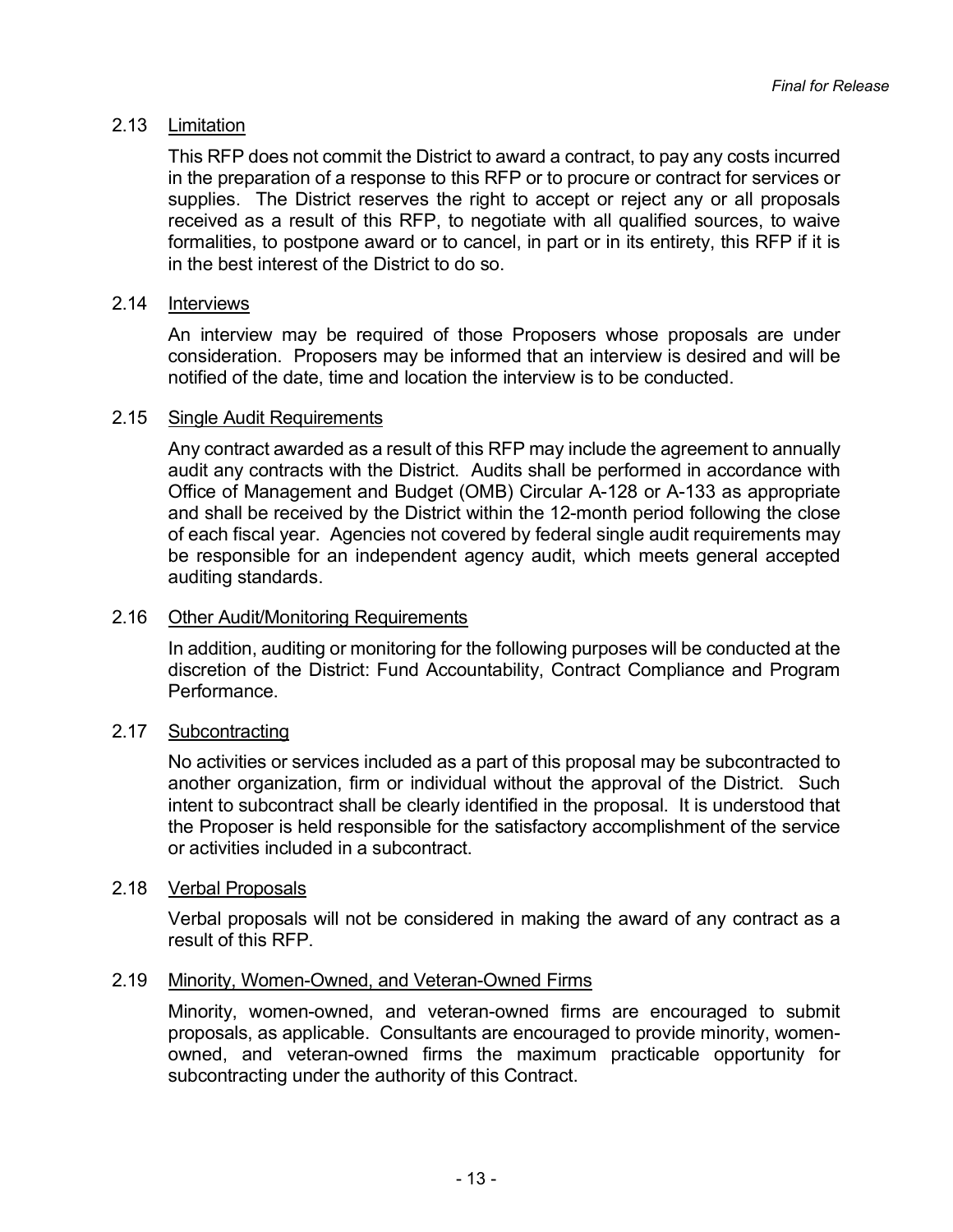### 2.13 Limitation

This RFP does not commit the District to award a contract, to pay any costs incurred in the preparation of a response to this RFP or to procure or contract for services or supplies. The District reserves the right to accept or reject any or all proposals received as a result of this RFP, to negotiate with all qualified sources, to waive formalities, to postpone award or to cancel, in part or in its entirety, this RFP if it is in the best interest of the District to do so.

### 2.14 Interviews

An interview may be required of those Proposers whose proposals are under consideration. Proposers may be informed that an interview is desired and will be notified of the date, time and location the interview is to be conducted.

### 2.15 Single Audit Requirements

Any contract awarded as a result of this RFP may include the agreement to annually audit any contracts with the District. Audits shall be performed in accordance with Office of Management and Budget (OMB) Circular A-128 or A-133 as appropriate and shall be received by the District within the 12-month period following the close of each fiscal year. Agencies not covered by federal single audit requirements may be responsible for an independent agency audit, which meets general accepted auditing standards.

### 2.16 Other Audit/Monitoring Requirements

In addition, auditing or monitoring for the following purposes will be conducted at the discretion of the District: Fund Accountability, Contract Compliance and Program Performance.

### 2.17 Subcontracting

No activities or services included as a part of this proposal may be subcontracted to another organization, firm or individual without the approval of the District. Such intent to subcontract shall be clearly identified in the proposal. It is understood that the Proposer is held responsible for the satisfactory accomplishment of the service or activities included in a subcontract.

### 2.18 Verbal Proposals

Verbal proposals will not be considered in making the award of any contract as a result of this RFP.

### 2.19 Minority, Women-Owned, and Veteran-Owned Firms

Minority, women-owned, and veteran-owned firms are encouraged to submit proposals, as applicable. Consultants are encouraged to provide minority, women-owned, and veteran-owned firms the maximum practicable opportunity for subcontracting under the authority of this Contract.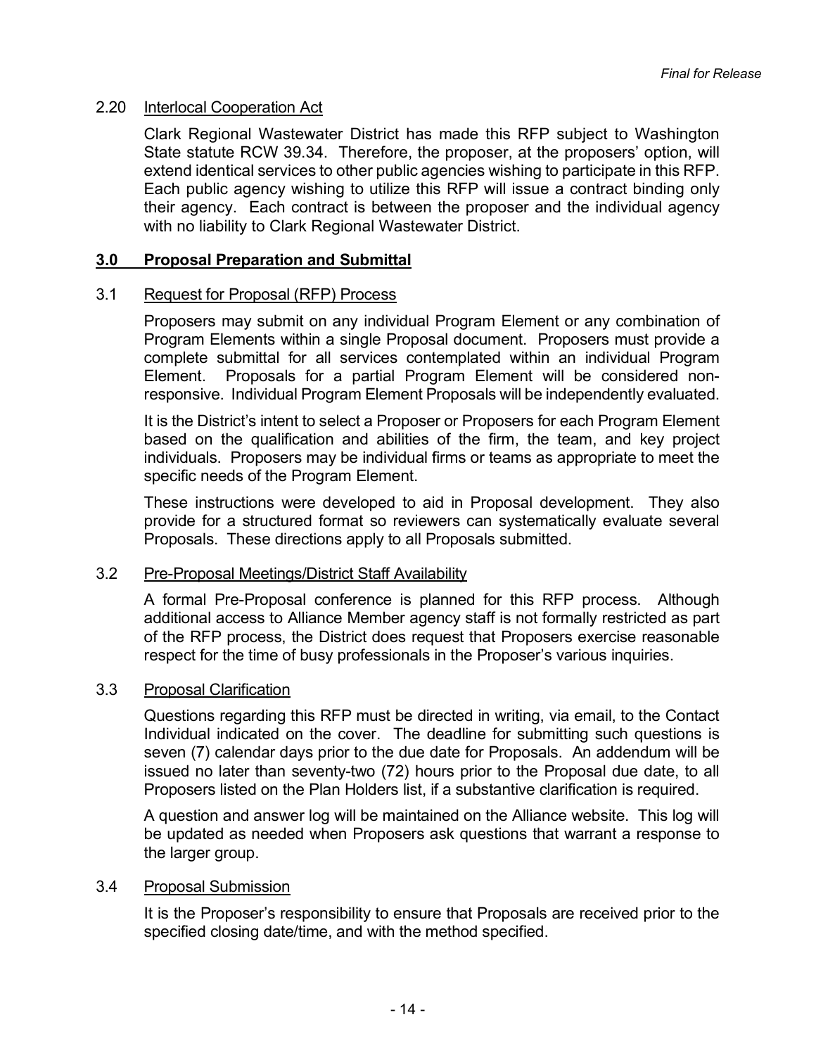## 2.20 Interlocal Cooperation Act

Clark Regional Wastewater District has made this RFP subject to Washington State statute RCW 39.34. Therefore, the proposer, at the proposers' option, will extend identical services to other public agencies wishing to participate in this RFP. Each public agency wishing to utilize this RFP will issue a contract binding only their agency. Each contract is between the proposer and the individual agency with no liability to Clark Regional Wastewater District.

# 3.0 Proposal Preparation and Submittal

## 3.1 Request for Proposal (RFP) Process

Proposers may submit on any individual Program Element or any combination of Program Elements within a single Proposal document. Proposers must provide a complete submittal for all services contemplated within an individual Program Element. Proposals for a partial Program Element will be considered non-responsive. Individual Program Element Proposals will be independently evaluated.

It is the District's intent to select a Proposer or Proposers for each Program Element based on the qualification and abilities of the firm, the team, and key project individuals. Proposers may be individual firms or teams as appropriate to meet the specific needs of the Program Element.

These instructions were developed to aid in Proposal development. They also provide for a structured format so reviewers can systematically evaluate several Proposals. These directions apply to all Proposals submitted.

## 3.2 Pre-Proposal Meetings/District Staff Availability

A formal Pre-Proposal conference is planned for this RFP process. Although additional access to Alliance Member agency staff is not formally restricted as part of the RFP process, the District does request that Proposers exercise reasonable respect for the time of busy professionals in the Proposer's various inquiries.

## 3.3 Proposal Clarification

Questions regarding this RFP must be directed in writing, via email, to the Contact Individual indicated on the cover. The deadline for submitting such questions is seven (7) calendar days prior to the due date for Proposals. An addendum will be issued no later than seventy-two (72) hours prior to the Proposal due date, to all Proposers listed on the Plan Holders list, if a substantive clarification is required.

A question and answer log will be maintained on the Alliance website. This log will be updated as needed when Proposers ask questions that warrant a response to the larger group.

## 3.4 Proposal Submission

It is the Proposer's responsibility to ensure that Proposals are received prior to the specified closing date/time, and with the method specified.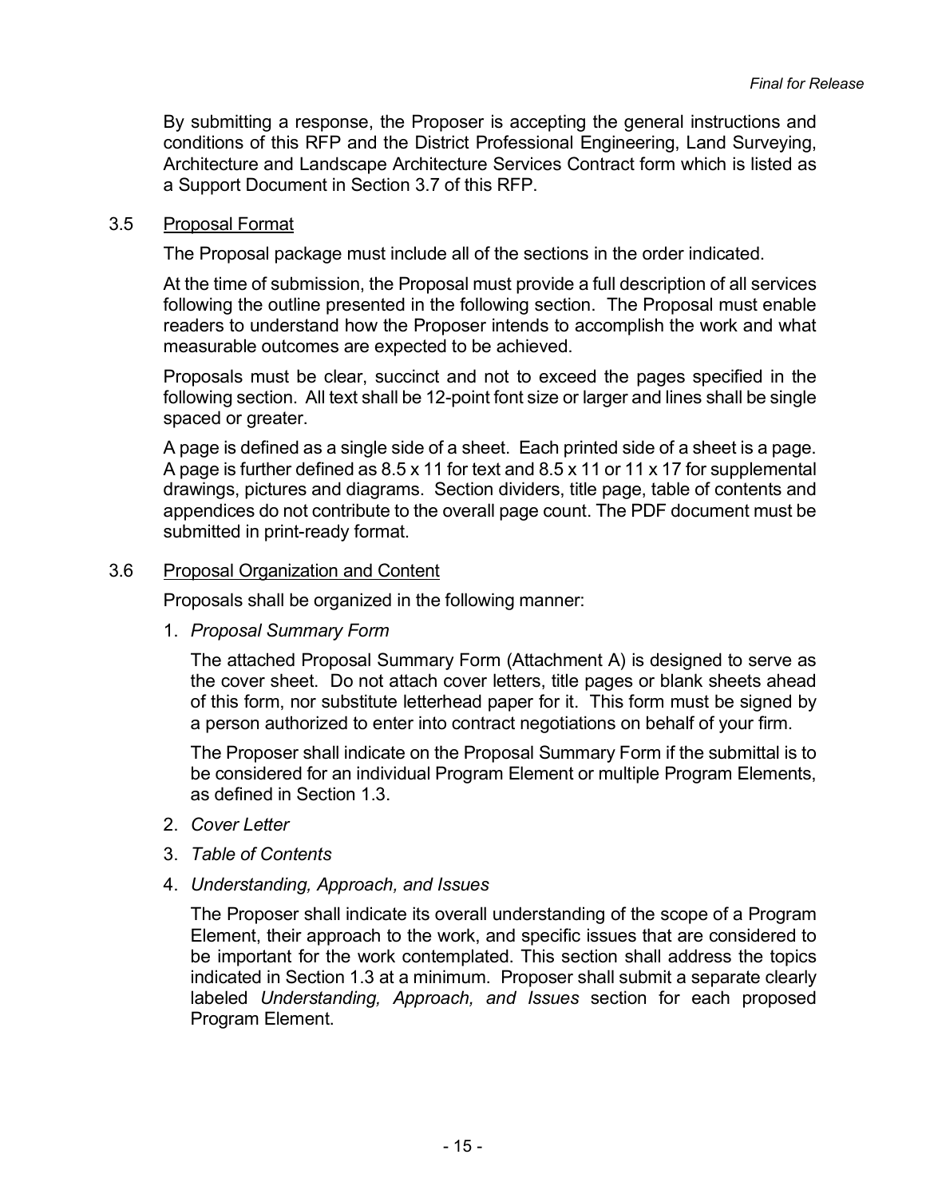By submitting a response, the Proposer is accepting the general instructions and conditions of this RFP and the District Professional Engineering, Land Surveying, Architecture and Landscape Architecture Services Contract form which is listed as a Support Document in Section 3.7 of this RFP.

### 3.5 Proposal Format

The Proposal package must include all of the sections in the order indicated.

At the time of submission, the Proposal must provide a full description of all services following the outline presented in the following section. The Proposal must enable readers to understand how the Proposer intends to accomplish the work and what measurable outcomes are expected to be achieved.

Proposals must be clear, succinct and not to exceed the pages specified in the following section. All text shall be 12-point font size or larger and lines shall be single spaced or greater.

A page is defined as a single side of a sheet. Each printed side of a sheet is a page. A page is further defined as 8.5 x 11 for text and 8.5 x 11 or 11 x 17 for supplemental drawings, pictures and diagrams. Section dividers, title page, table of contents and appendices do not contribute to the overall page count. The PDF document must be submitted in print-ready format.

### 3.6 Proposal Organization and Content

Proposals shall be organized in the following manner:

1. *Proposal Summary Form*

   The attached Proposal Summary Form (Attachment A) is designed to serve as the cover sheet. Do not attach cover letters, title pages or blank sheets ahead of this form, nor substitute letterhead paper for it. This form must be signed by a person authorized to enter into contract negotiations on behalf of your firm.

   The Proposer shall indicate on the Proposal Summary Form if the submittal is to be considered for an individual Program Element or multiple Program Elements, as defined in Section 1.3.

2. *Cover Letter*

3. *Table of Contents*

4. *Understanding, Approach, and Issues*

   The Proposer shall indicate its overall understanding of the scope of a Program Element, their approach to the work, and specific issues that are considered to be important for the work contemplated. This section shall address the topics indicated in Section 1.3 at a minimum. Proposer shall submit a separate clearly labeled *Understanding, Approach, and Issues* section for each proposed Program Element.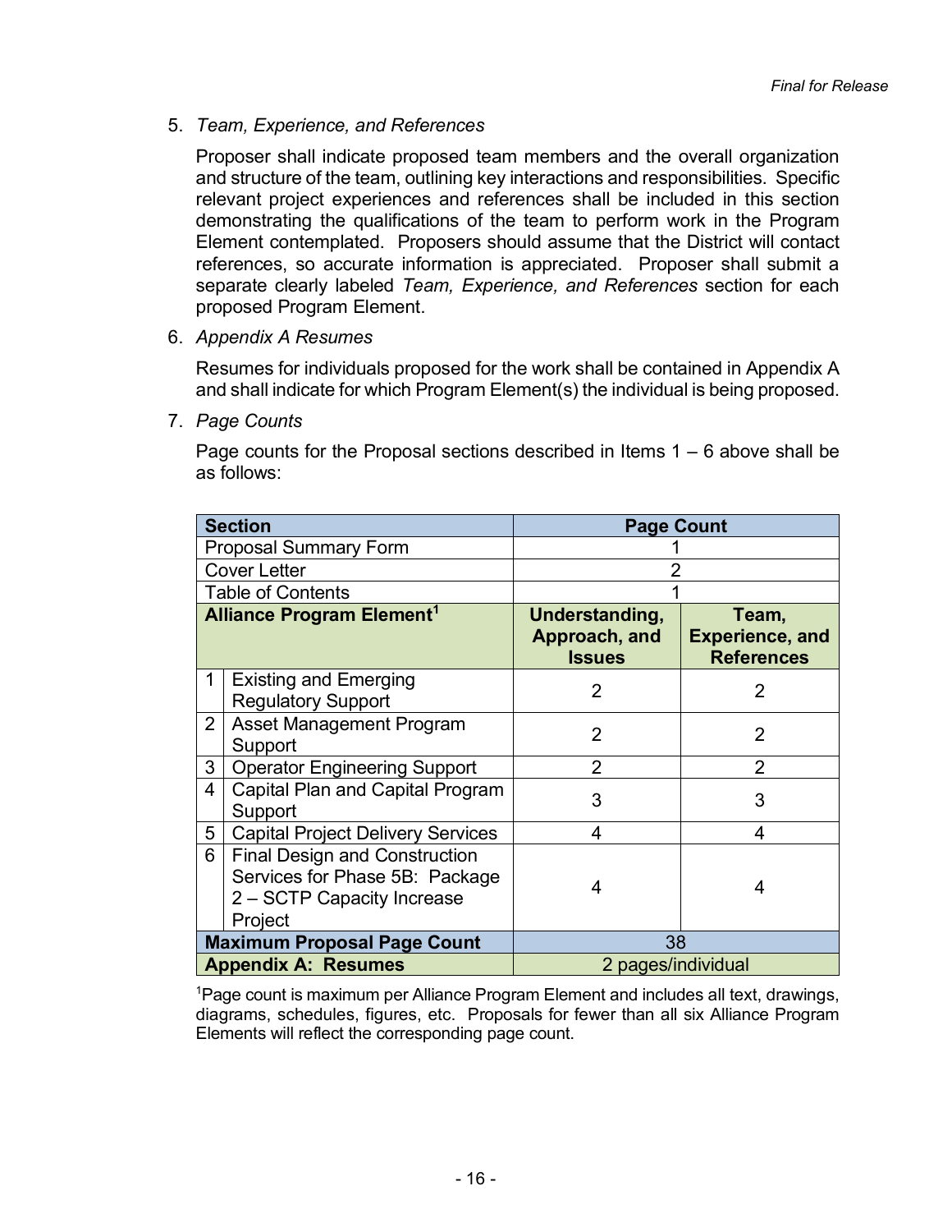5. *Team, Experience, and References*

   Proposer shall indicate proposed team members and the overall organization and structure of the team, outlining key interactions and responsibilities. Specific relevant project experiences and references shall be included in this section demonstrating the qualifications of the team to perform work in the Program Element contemplated. Proposers should assume that the District will contact references, so accurate information is appreciated. Proposer shall submit a separate clearly labeled *Team, Experience, and References* section for each proposed Program Element.

6. *Appendix A Resumes*

   Resumes for individuals proposed for the work shall be contained in Appendix A and shall indicate for which Program Element(s) the individual is being proposed.

7. *Page Counts*

   Page counts for the Proposal sections described in Items 1 – 6 above shall be as follows:

| Section | | Page Count | |
|---|---|---|---|
| Proposal Summary Form | | 1 | |
| Cover Letter | | 2 | |
| Table of Contents | | 1 | |
| **Alliance Program Element[1]** | | **Understanding, Approach, and Issues** | **Team, Experience, and References** |
| 1 | Existing and Emerging Regulatory Support | 2 | 2 |
| 2 | Asset Management Program Support | 2 | 2 |
| 3 | Operator Engineering Support | 2 | 2 |
| 4 | Capital Plan and Capital Program Support | 3 | 3 |
| 5 | Capital Project Delivery Services | 4 | 4 |
| 6 | Final Design and Construction Services for Phase 5B: Package 2 – SCTP Capacity Increase Project | 4 | 4 |
| **Maximum Proposal Page Count** | | 38 | |
| **Appendix A: Resumes** | | 2 pages/individual | |

[1]Page count is maximum per Alliance Program Element and includes all text, drawings, diagrams, schedules, figures, etc. Proposals for fewer than all six Alliance Program Elements will reflect the corresponding page count.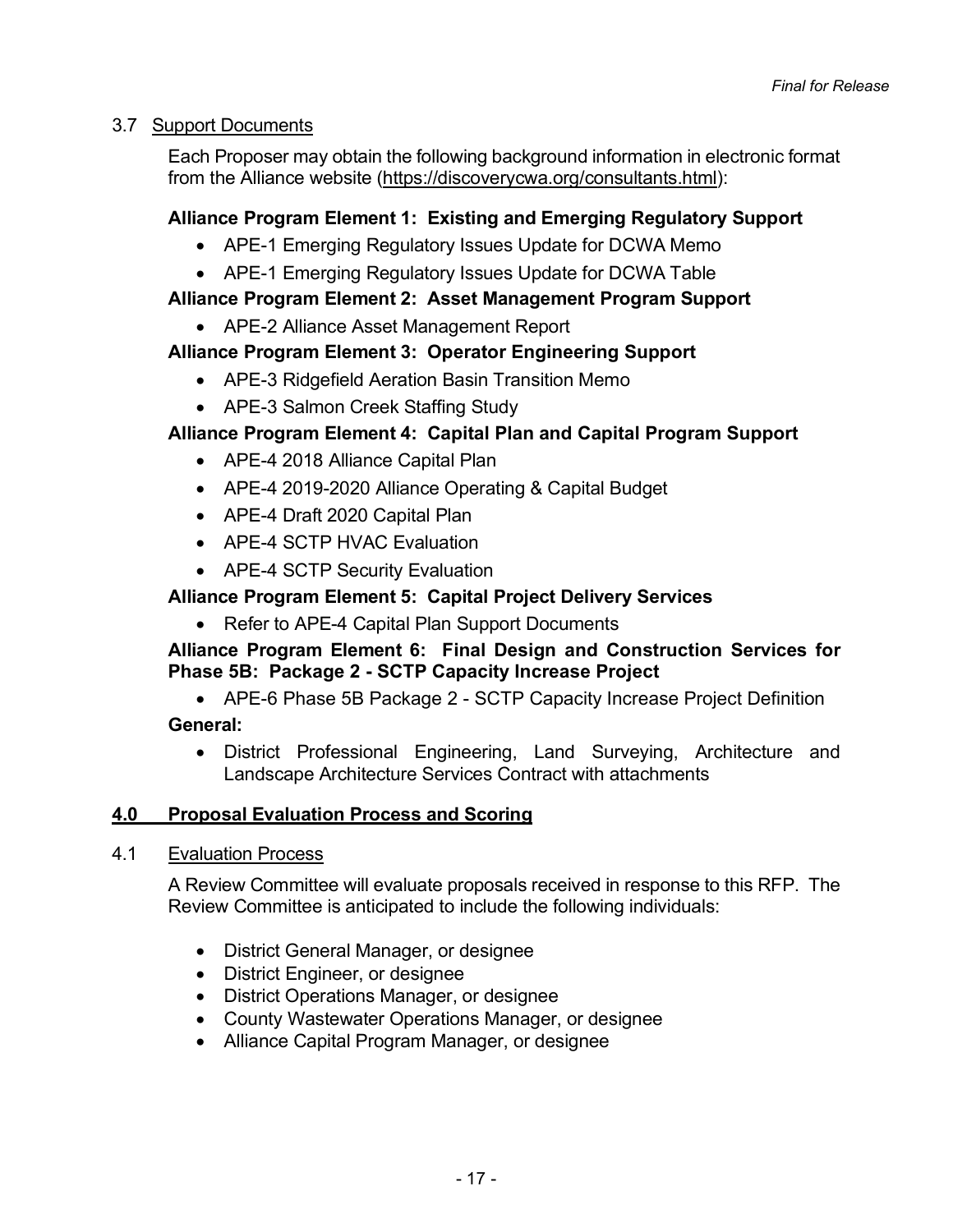### 3.7 Support Documents

Each Proposer may obtain the following background information in electronic format from the Alliance website (https://discoverycwa.org/consultants.html):

**Alliance Program Element 1: Existing and Emerging Regulatory Support**

- APE-1 Emerging Regulatory Issues Update for DCWA Memo
- APE-1 Emerging Regulatory Issues Update for DCWA Table

**Alliance Program Element 2: Asset Management Program Support**

- APE-2 Alliance Asset Management Report

**Alliance Program Element 3: Operator Engineering Support**

- APE-3 Ridgefield Aeration Basin Transition Memo
- APE-3 Salmon Creek Staffing Study

**Alliance Program Element 4: Capital Plan and Capital Program Support**

- APE-4 2018 Alliance Capital Plan
- APE-4 2019-2020 Alliance Operating & Capital Budget
- APE-4 Draft 2020 Capital Plan
- APE-4 SCTP HVAC Evaluation
- APE-4 SCTP Security Evaluation

**Alliance Program Element 5: Capital Project Delivery Services**

- Refer to APE-4 Capital Plan Support Documents

**Alliance Program Element 6: Final Design and Construction Services for Phase 5B: Package 2 - SCTP Capacity Increase Project**

- APE-6 Phase 5B Package 2 - SCTP Capacity Increase Project Definition

**General:**

- District Professional Engineering, Land Surveying, Architecture and Landscape Architecture Services Contract with attachments

## 4.0 Proposal Evaluation Process and Scoring

### 4.1 Evaluation Process

A Review Committee will evaluate proposals received in response to this RFP. The Review Committee is anticipated to include the following individuals:

- District General Manager, or designee
- District Engineer, or designee
- District Operations Manager, or designee
- County Wastewater Operations Manager, or designee
- Alliance Capital Program Manager, or designee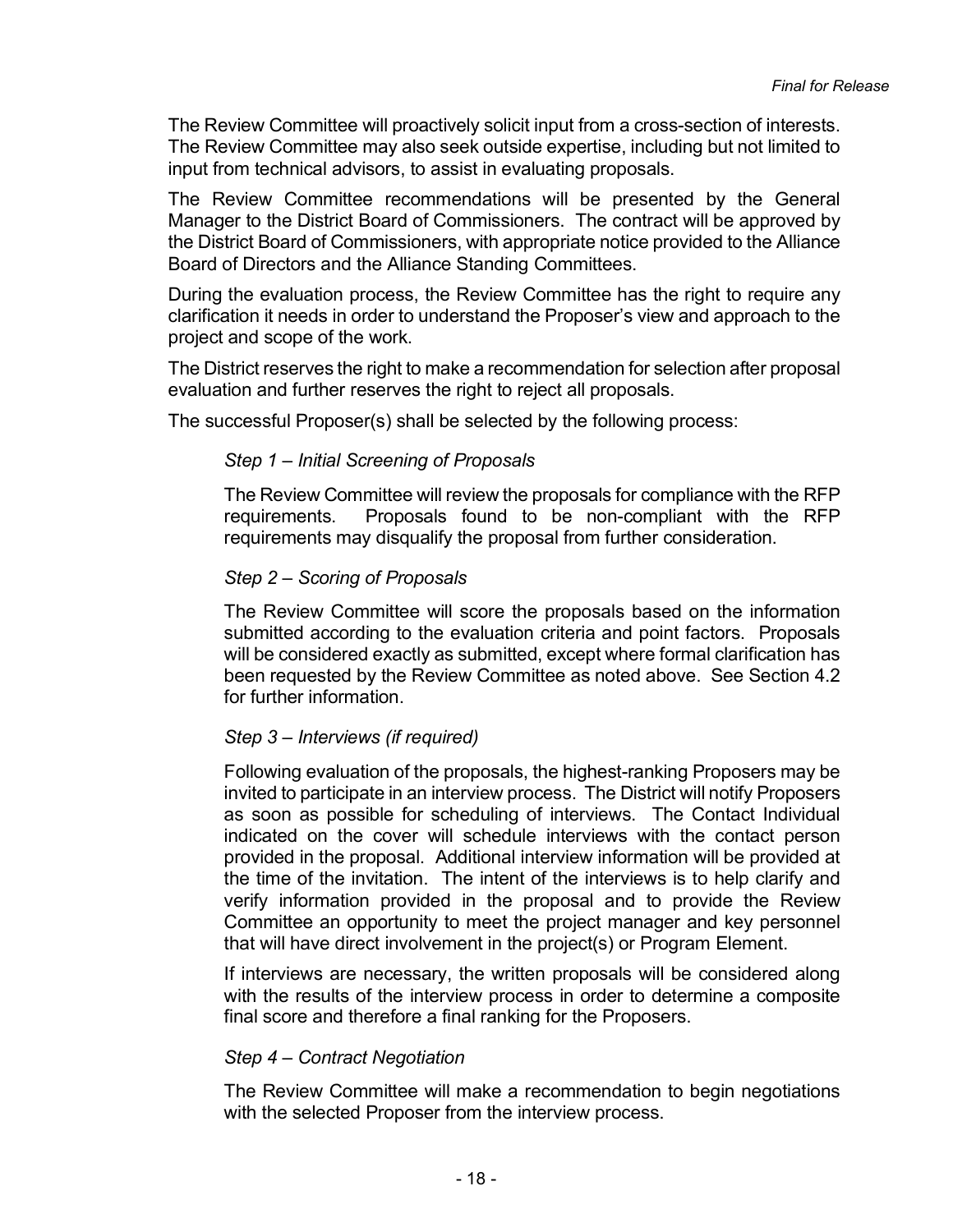The Review Committee will proactively solicit input from a cross-section of interests. The Review Committee may also seek outside expertise, including but not limited to input from technical advisors, to assist in evaluating proposals.

The Review Committee recommendations will be presented by the General Manager to the District Board of Commissioners. The contract will be approved by the District Board of Commissioners, with appropriate notice provided to the Alliance Board of Directors and the Alliance Standing Committees.

During the evaluation process, the Review Committee has the right to require any clarification it needs in order to understand the Proposer's view and approach to the project and scope of the work.

The District reserves the right to make a recommendation for selection after proposal evaluation and further reserves the right to reject all proposals.

The successful Proposer(s) shall be selected by the following process:

*Step 1 – Initial Screening of Proposals*

The Review Committee will review the proposals for compliance with the RFP requirements. Proposals found to be non-compliant with the RFP requirements may disqualify the proposal from further consideration.

*Step 2 – Scoring of Proposals*

The Review Committee will score the proposals based on the information submitted according to the evaluation criteria and point factors. Proposals will be considered exactly as submitted, except where formal clarification has been requested by the Review Committee as noted above. See Section 4.2 for further information.

*Step 3 – Interviews (if required)*

Following evaluation of the proposals, the highest-ranking Proposers may be invited to participate in an interview process. The District will notify Proposers as soon as possible for scheduling of interviews. The Contact Individual indicated on the cover will schedule interviews with the contact person provided in the proposal. Additional interview information will be provided at the time of the invitation. The intent of the interviews is to help clarify and verify information provided in the proposal and to provide the Review Committee an opportunity to meet the project manager and key personnel that will have direct involvement in the project(s) or Program Element.

If interviews are necessary, the written proposals will be considered along with the results of the interview process in order to determine a composite final score and therefore a final ranking for the Proposers.

*Step 4 – Contract Negotiation*

The Review Committee will make a recommendation to begin negotiations with the selected Proposer from the interview process.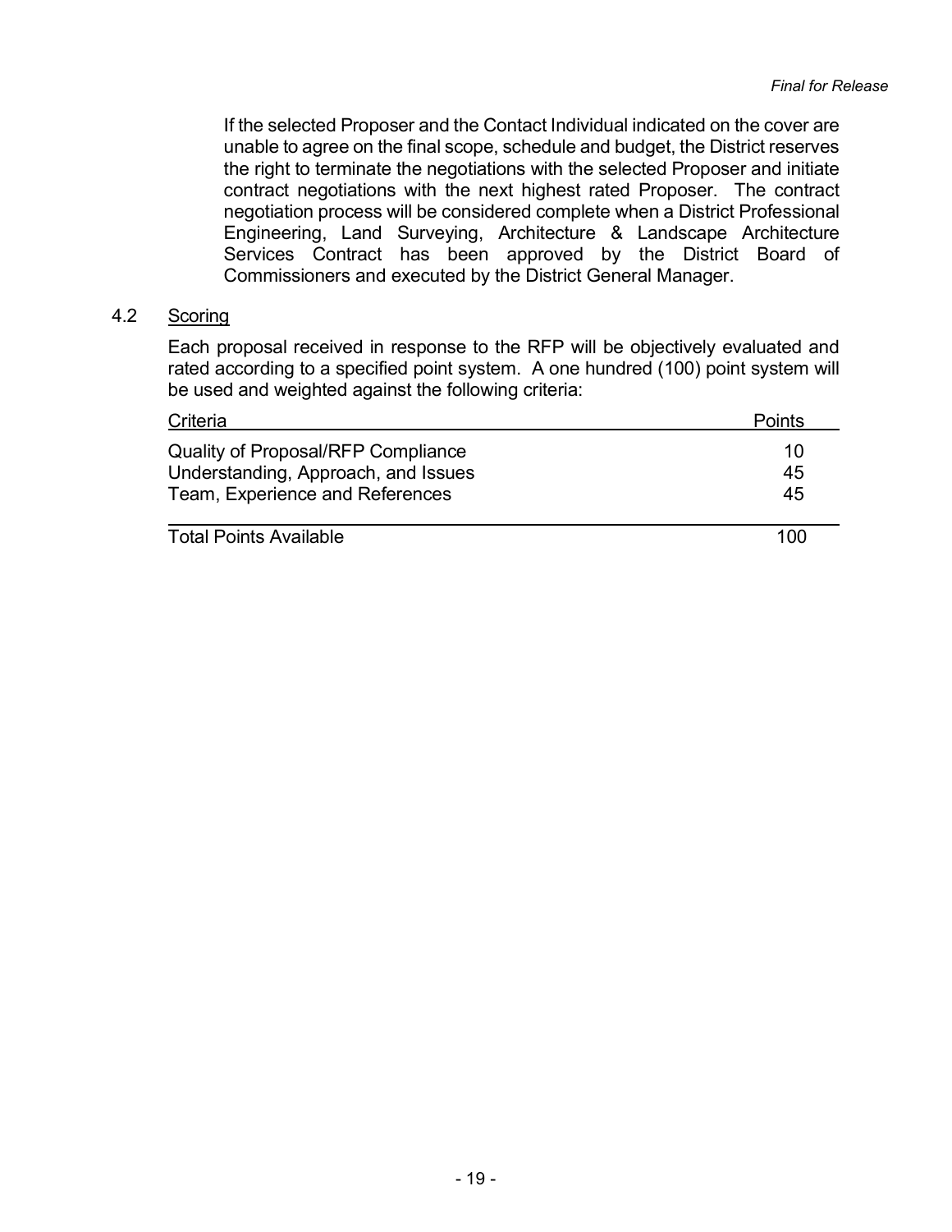If the selected Proposer and the Contact Individual indicated on the cover are unable to agree on the final scope, schedule and budget, the District reserves the right to terminate the negotiations with the selected Proposer and initiate contract negotiations with the next highest rated Proposer. The contract negotiation process will be considered complete when a District Professional Engineering, Land Surveying, Architecture & Landscape Architecture Services Contract has been approved by the District Board of Commissioners and executed by the District General Manager.

## 4.2 Scoring

Each proposal received in response to the RFP will be objectively evaluated and rated according to a specified point system. A one hundred (100) point system will be used and weighted against the following criteria:

| Criteria | Points |
|---|---|
| Quality of Proposal/RFP Compliance | 10 |
| Understanding, Approach, and Issues | 45 |
| Team, Experience and References | 45 |
| Total Points Available | 100 |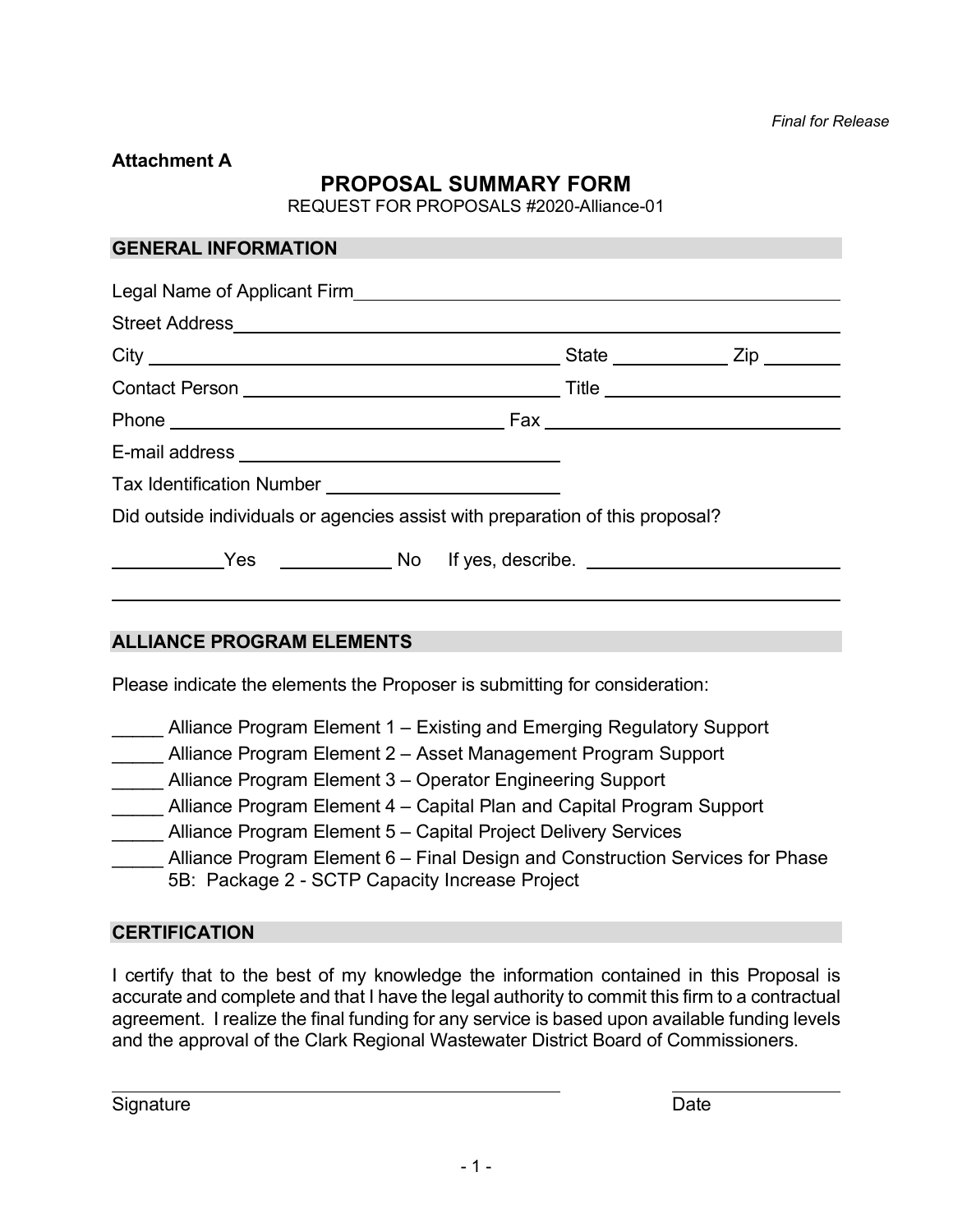*Final for Release*

**Attachment A**

# PROPOSAL SUMMARY FORM

REQUEST FOR PROPOSALS #2020-Alliance-01

## GENERAL INFORMATION

Legal Name of Applicant Firm ______________________________

Street Address ______________________________

City ______________________________ State ____________ Zip ________

Contact Person ______________________________ Title ______________________________

Phone ______________________________ Fax ______________________________

E-mail address ______________________________

Tax Identification Number ______________________________

Did outside individuals or agencies assist with preparation of this proposal?

___________Yes ___________ No If yes, describe. ______________________________

______________________________________________________________

## ALLIANCE PROGRAM ELEMENTS

Please indicate the elements the Proposer is submitting for consideration:

_____ Alliance Program Element 1 – Existing and Emerging Regulatory Support
_____ Alliance Program Element 2 – Asset Management Program Support
_____ Alliance Program Element 3 – Operator Engineering Support
_____ Alliance Program Element 4 – Capital Plan and Capital Program Support
_____ Alliance Program Element 5 – Capital Project Delivery Services
_____ Alliance Program Element 6 – Final Design and Construction Services for Phase 5B: Package 2 - SCTP Capacity Increase Project

## CERTIFICATION

I certify that to the best of my knowledge the information contained in this Proposal is accurate and complete and that I have the legal authority to commit this firm to a contractual agreement. I realize the final funding for any service is based upon available funding levels and the approval of the Clark Regional Wastewater District Board of Commissioners.

______________________________ ______________

Signature Date